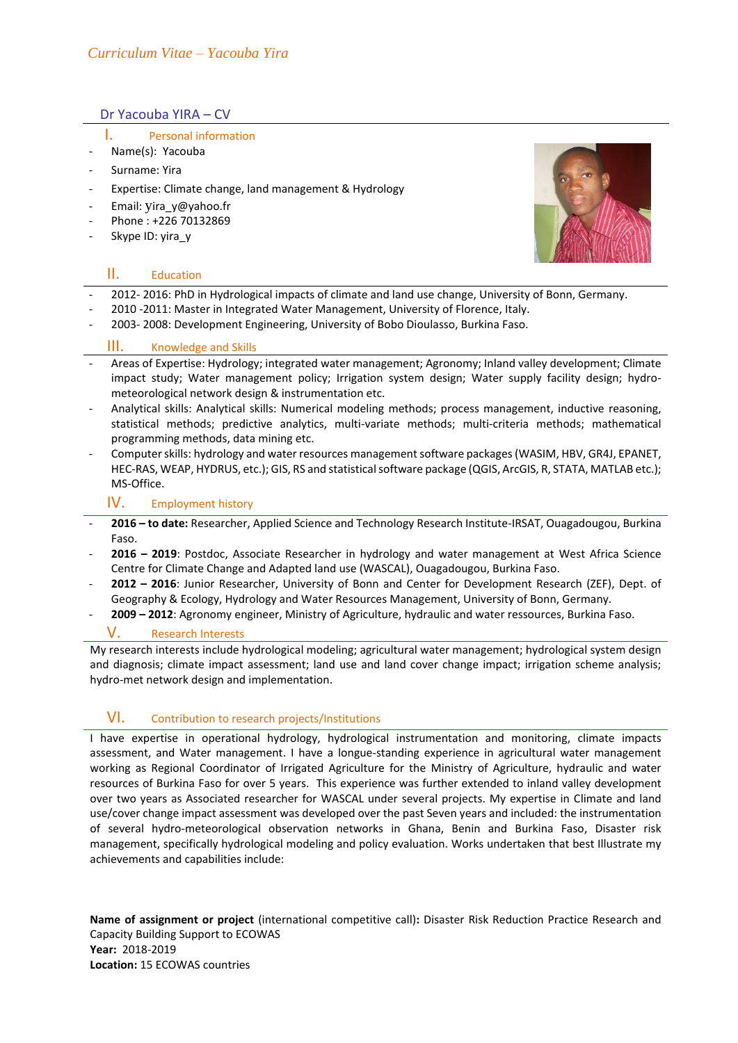*Curriculum Vitae – Yacouba Yira*

# Dr Yacouba YIRA – CV

## I. Personal information

- Name(s): Yacouba
- Surname: Yira
- Expertise: Climate change, land management & Hydrology
- Email: yira_y@yahoo.fr
- Phone : +226 70132869
- Skype ID: yira_y

## II. Education

- 2012- 2016: PhD in Hydrological impacts of climate and land use change, University of Bonn, Germany.
- 2010 -2011: Master in Integrated Water Management, University of Florence, Italy.
- 2003- 2008: Development Engineering, University of Bobo Dioulasso, Burkina Faso.

## III. Knowledge and Skills

- Areas of Expertise: Hydrology; integrated water management; Agronomy; Inland valley development; Climate impact study; Water management policy; Irrigation system design; Water supply facility design; hydro-meteorological network design & instrumentation etc.
- Analytical skills: Analytical skills: Numerical modeling methods; process management, inductive reasoning, statistical methods; predictive analytics, multi-variate methods; multi-criteria methods; mathematical programming methods, data mining etc.
- Computer skills: hydrology and water resources management software packages (WASIM, HBV, GR4J, EPANET, HEC-RAS, WEAP, HYDRUS, etc.); GIS, RS and statistical software package (QGIS, ArcGIS, R, STATA, MATLAB etc.); MS-Office.

## IV. Employment history

- **2016 – to date:** Researcher, Applied Science and Technology Research Institute-IRSAT, Ouagadougou, Burkina Faso.
- **2016 – 2019**: Postdoc, Associate Researcher in hydrology and water management at West Africa Science Centre for Climate Change and Adapted land use (WASCAL), Ouagadougou, Burkina Faso.
- **2012 – 2016**: Junior Researcher, University of Bonn and Center for Development Research (ZEF), Dept. of Geography & Ecology, Hydrology and Water Resources Management, University of Bonn, Germany.
- **2009 – 2012**: Agronomy engineer, Ministry of Agriculture, hydraulic and water ressources, Burkina Faso.

## V. Research Interests

My research interests include hydrological modeling; agricultural water management; hydrological system design and diagnosis; climate impact assessment; land use and land cover change impact; irrigation scheme analysis; hydro-met network design and implementation.

## VI. Contribution to research projects/Institutions

I have expertise in operational hydrology, hydrological instrumentation and monitoring, climate impacts assessment, and Water management. I have a longue-standing experience in agricultural water management working as Regional Coordinator of Irrigated Agriculture for the Ministry of Agriculture, hydraulic and water resources of Burkina Faso for over 5 years. This experience was further extended to inland valley development over two years as Associated researcher for WASCAL under several projects. My expertise in Climate and land use/cover change impact assessment was developed over the past Seven years and included: the instrumentation of several hydro-meteorological observation networks in Ghana, Benin and Burkina Faso, Disaster risk management, specifically hydrological modeling and policy evaluation. Works undertaken that best Illustrate my achievements and capabilities include:

**Name of assignment or project** (international competitive call)**:** Disaster Risk Reduction Practice Research and Capacity Building Support to ECOWAS
**Year:** 2018-2019
**Location:** 15 ECOWAS countries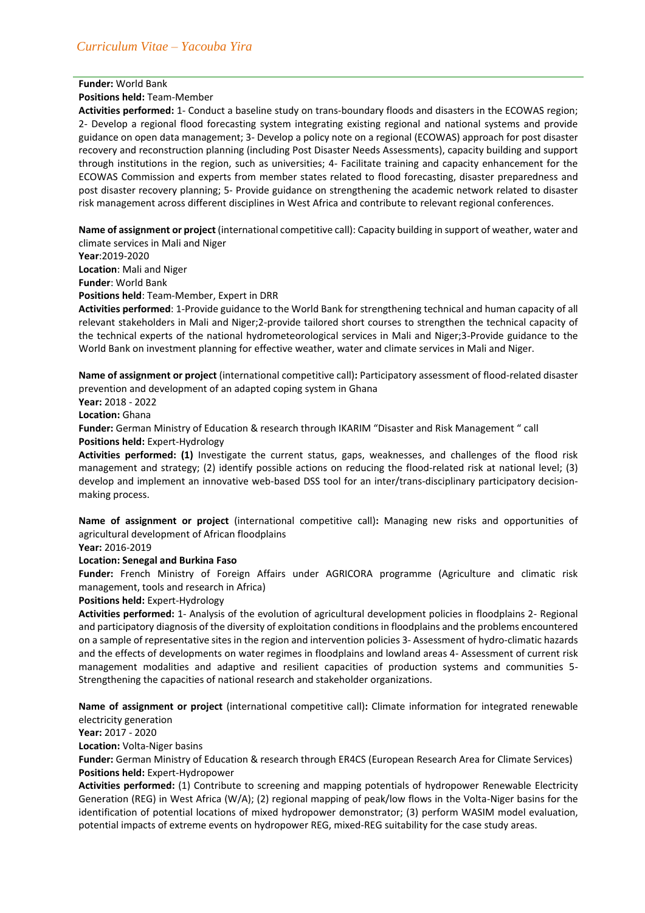**Funder:** World Bank

**Positions held:** Team-Member

**Activities performed:** 1- Conduct a baseline study on trans-boundary floods and disasters in the ECOWAS region; 2- Develop a regional flood forecasting system integrating existing regional and national systems and provide guidance on open data management; 3- Develop a policy note on a regional (ECOWAS) approach for post disaster recovery and reconstruction planning (including Post Disaster Needs Assessments), capacity building and support through institutions in the region, such as universities; 4- Facilitate training and capacity enhancement for the ECOWAS Commission and experts from member states related to flood forecasting, disaster preparedness and post disaster recovery planning; 5- Provide guidance on strengthening the academic network related to disaster risk management across different disciplines in West Africa and contribute to relevant regional conferences.

**Name of assignment or project** (international competitive call): Capacity building in support of weather, water and climate services in Mali and Niger

**Year**:2019-2020

**Location**: Mali and Niger

**Funder**: World Bank

**Positions held**: Team-Member, Expert in DRR

**Activities performed**: 1-Provide guidance to the World Bank for strengthening technical and human capacity of all relevant stakeholders in Mali and Niger;2-provide tailored short courses to strengthen the technical capacity of the technical experts of the national hydrometeorological services in Mali and Niger;3-Provide guidance to the World Bank on investment planning for effective weather, water and climate services in Mali and Niger.

**Name of assignment or project** (international competitive call)**:** Participatory assessment of flood-related disaster prevention and development of an adapted coping system in Ghana

**Year:** 2018 - 2022

**Location:** Ghana

**Funder:** German Ministry of Education & research through IKARIM "Disaster and Risk Management " call

**Positions held:** Expert-Hydrology

**Activities performed: (1)** Investigate the current status, gaps, weaknesses, and challenges of the flood risk management and strategy; (2) identify possible actions on reducing the flood-related risk at national level; (3) develop and implement an innovative web-based DSS tool for an inter/trans-disciplinary participatory decision-making process.

**Name of assignment or project** (international competitive call)**:** Managing new risks and opportunities of agricultural development of African floodplains

**Year:** 2016-2019

**Location: Senegal and Burkina Faso**

**Funder:** French Ministry of Foreign Affairs under AGRICORA programme (Agriculture and climatic risk management, tools and research in Africa)

**Positions held:** Expert-Hydrology

**Activities performed:** 1- Analysis of the evolution of agricultural development policies in floodplains 2- Regional and participatory diagnosis of the diversity of exploitation conditions in floodplains and the problems encountered on a sample of representative sites in the region and intervention policies 3- Assessment of hydro-climatic hazards and the effects of developments on water regimes in floodplains and lowland areas 4- Assessment of current risk management modalities and adaptive and resilient capacities of production systems and communities 5- Strengthening the capacities of national research and stakeholder organizations.

**Name of assignment or project** (international competitive call)**:** Climate information for integrated renewable electricity generation

**Year:** 2017 - 2020

**Location:** Volta-Niger basins

**Funder:** German Ministry of Education & research through ER4CS (European Research Area for Climate Services)

**Positions held:** Expert-Hydropower

**Activities performed:** (1) Contribute to screening and mapping potentials of hydropower Renewable Electricity Generation (REG) in West Africa (W/A); (2) regional mapping of peak/low flows in the Volta-Niger basins for the identification of potential locations of mixed hydropower demonstrator; (3) perform WASIM model evaluation, potential impacts of extreme events on hydropower REG, mixed-REG suitability for the case study areas.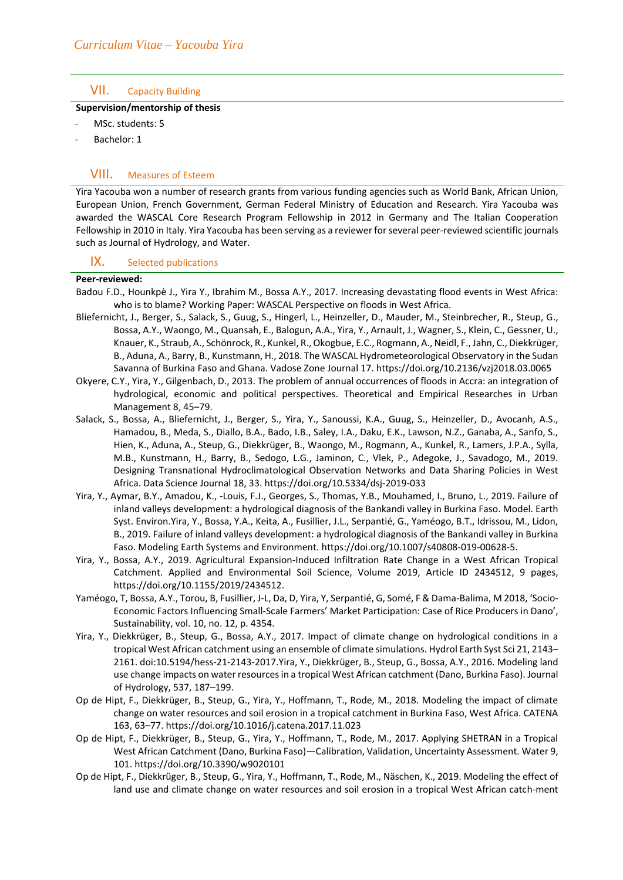## VII. Capacity Building

**Supervision/mentorship of thesis**

- MSc. students: 5
- Bachelor: 1

## VIII. Measures of Esteem

Yira Yacouba won a number of research grants from various funding agencies such as World Bank, African Union, European Union, French Government, German Federal Ministry of Education and Research. Yira Yacouba was awarded the WASCAL Core Research Program Fellowship in 2012 in Germany and The Italian Cooperation Fellowship in 2010 in Italy. Yira Yacouba has been serving as a reviewer for several peer-reviewed scientific journals such as Journal of Hydrology, and Water.

## IX. Selected publications

**Peer-reviewed:**

Badou F.D., Hounkpè J., Yira Y., Ibrahim M., Bossa A.Y., 2017. Increasing devastating flood events in West Africa: who is to blame? Working Paper: WASCAL Perspective on floods in West Africa.

Bliefernicht, J., Berger, S., Salack, S., Guug, S., Hingerl, L., Heinzeller, D., Mauder, M., Steinbrecher, R., Steup, G., Bossa, A.Y., Waongo, M., Quansah, E., Balogun, A.A., Yira, Y., Arnault, J., Wagner, S., Klein, C., Gessner, U., Knauer, K., Straub, A., Schönrock, R., Kunkel, R., Okogbue, E.C., Rogmann, A., Neidl, F., Jahn, C., Diekkrüger, B., Aduna, A., Barry, B., Kunstmann, H., 2018. The WASCAL Hydrometeorological Observatory in the Sudan Savanna of Burkina Faso and Ghana. Vadose Zone Journal 17. https://doi.org/10.2136/vzj2018.03.0065

Okyere, C.Y., Yira, Y., Gilgenbach, D., 2013. The problem of annual occurrences of floods in Accra: an integration of hydrological, economic and political perspectives. Theoretical and Empirical Researches in Urban Management 8, 45–79.

Salack, S., Bossa, A., Bliefernicht, J., Berger, S., Yira, Y., Sanoussi, K.A., Guug, S., Heinzeller, D., Avocanh, A.S., Hamadou, B., Meda, S., Diallo, B.A., Bado, I.B., Saley, I.A., Daku, E.K., Lawson, N.Z., Ganaba, A., Sanfo, S., Hien, K., Aduna, A., Steup, G., Diekkrüger, B., Waongo, M., Rogmann, A., Kunkel, R., Lamers, J.P.A., Sylla, M.B., Kunstmann, H., Barry, B., Sedogo, L.G., Jaminon, C., Vlek, P., Adegoke, J., Savadogo, M., 2019. Designing Transnational Hydroclimatological Observation Networks and Data Sharing Policies in West Africa. Data Science Journal 18, 33. https://doi.org/10.5334/dsj-2019-033

Yira, Y., Aymar, B.Y., Amadou, K., -Louis, F.J., Georges, S., Thomas, Y.B., Mouhamed, I., Bruno, L., 2019. Failure of inland valleys development: a hydrological diagnosis of the Bankandi valley in Burkina Faso. Model. Earth Syst. Environ.Yira, Y., Bossa, Y.A., Keita, A., Fusillier, J.L., Serpantié, G., Yaméogo, B.T., Idrissou, M., Lidon, B., 2019. Failure of inland valleys development: a hydrological diagnosis of the Bankandi valley in Burkina Faso. Modeling Earth Systems and Environment. https://doi.org/10.1007/s40808-019-00628-5.

Yira, Y., Bossa, A.Y., 2019. Agricultural Expansion-Induced Infiltration Rate Change in a West African Tropical Catchment. Applied and Environmental Soil Science, Volume 2019, Article ID 2434512, 9 pages, https://doi.org/10.1155/2019/2434512.

Yaméogo, T, Bossa, A.Y., Torou, B, Fusillier, J-L, Da, D, Yira, Y, Serpantié, G, Somé, F & Dama-Balima, M 2018, 'Socio-Economic Factors Influencing Small-Scale Farmers' Market Participation: Case of Rice Producers in Dano', Sustainability, vol. 10, no. 12, p. 4354.

Yira, Y., Diekkrüger, B., Steup, G., Bossa, A.Y., 2017. Impact of climate change on hydrological conditions in a tropical West African catchment using an ensemble of climate simulations. Hydrol Earth Syst Sci 21, 2143–2161. doi:10.5194/hess-21-2143-2017.Yira, Y., Diekkrüger, B., Steup, G., Bossa, A.Y., 2016. Modeling land use change impacts on water resources in a tropical West African catchment (Dano, Burkina Faso). Journal of Hydrology, 537, 187–199.

Op de Hipt, F., Diekkrüger, B., Steup, G., Yira, Y., Hoffmann, T., Rode, M., 2018. Modeling the impact of climate change on water resources and soil erosion in a tropical catchment in Burkina Faso, West Africa. CATENA 163, 63–77. https://doi.org/10.1016/j.catena.2017.11.023

Op de Hipt, F., Diekkrüger, B., Steup, G., Yira, Y., Hoffmann, T., Rode, M., 2017. Applying SHETRAN in a Tropical West African Catchment (Dano, Burkina Faso)—Calibration, Validation, Uncertainty Assessment. Water 9, 101. https://doi.org/10.3390/w9020101

Op de Hipt, F., Diekkrüger, B., Steup, G., Yira, Y., Hoffmann, T., Rode, M., Näschen, K., 2019. Modeling the effect of land use and climate change on water resources and soil erosion in a tropical West African catch-ment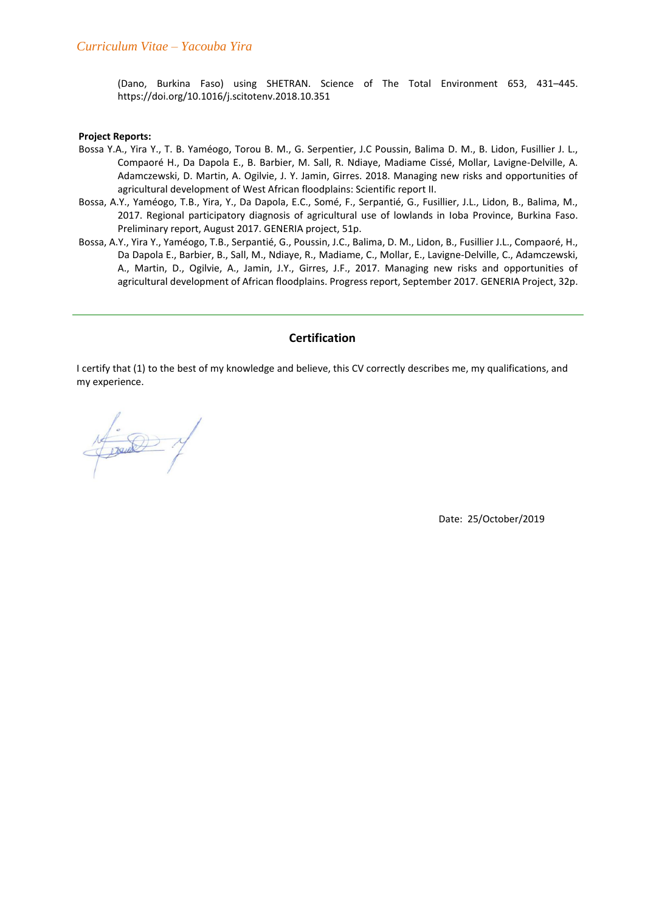(Dano, Burkina Faso) using SHETRAN. Science of The Total Environment 653, 431–445. https://doi.org/10.1016/j.scitotenv.2018.10.351

**Project Reports:**

Bossa Y.A., Yira Y., T. B. Yaméogo, Torou B. M., G. Serpentier, J.C Poussin, Balima D. M., B. Lidon, Fusillier J. L., Compaoré H., Da Dapola E., B. Barbier, M. Sall, R. Ndiaye, Madiame Cissé, Mollar, Lavigne-Delville, A. Adamczewski, D. Martin, A. Ogilvie, J. Y. Jamin, Girres. 2018. Managing new risks and opportunities of agricultural development of West African floodplains: Scientific report II.

Bossa, A.Y., Yaméogo, T.B., Yira, Y., Da Dapola, E.C., Somé, F., Serpantié, G., Fusillier, J.L., Lidon, B., Balima, M., 2017. Regional participatory diagnosis of agricultural use of lowlands in Ioba Province, Burkina Faso. Preliminary report, August 2017. GENERIA project, 51p.

Bossa, A.Y., Yira Y., Yaméogo, T.B., Serpantié, G., Poussin, J.C., Balima, D. M., Lidon, B., Fusillier J.L., Compaoré, H., Da Dapola E., Barbier, B., Sall, M., Ndiaye, R., Madiame, C., Mollar, E., Lavigne-Delville, C., Adamczewski, A., Martin, D., Ogilvie, A., Jamin, J.Y., Girres, J.F., 2017. Managing new risks and opportunities of agricultural development of African floodplains. Progress report, September 2017. GENERIA Project, 32p.

---

## Certification

I certify that (1) to the best of my knowledge and believe, this CV correctly describes me, my qualifications, and my experience.

Date: 25/October/2019